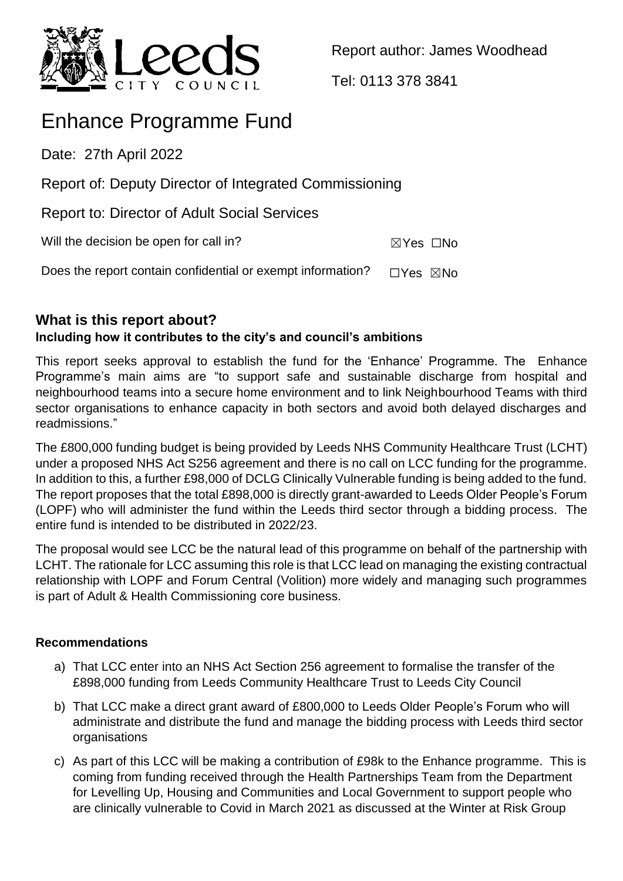Report author: James Woodhead

Tel: 0113 378 3841

# Enhance Programme Fund

Date: 27th April 2022

Report of: Deputy Director of Integrated Commissioning

Report to: Director of Adult Social Services

Will the decision be open for call in? ☒Yes ☐No

Does the report contain confidential or exempt information? ☐Yes ☒No

## What is this report about?

### Including how it contributes to the city's and council's ambitions

This report seeks approval to establish the fund for the 'Enhance' Programme. The Enhance Programme's main aims are "to support safe and sustainable discharge from hospital and neighbourhood teams into a secure home environment and to link Neighbourhood Teams with third sector organisations to enhance capacity in both sectors and avoid both delayed discharges and readmissions."

The £800,000 funding budget is being provided by Leeds NHS Community Healthcare Trust (LCHT) under a proposed NHS Act S256 agreement and there is no call on LCC funding for the programme. In addition to this, a further £98,000 of DCLG Clinically Vulnerable funding is being added to the fund. The report proposes that the total £898,000 is directly grant-awarded to Leeds Older People's Forum (LOPF) who will administer the fund within the Leeds third sector through a bidding process. The entire fund is intended to be distributed in 2022/23.

The proposal would see LCC be the natural lead of this programme on behalf of the partnership with LCHT. The rationale for LCC assuming this role is that LCC lead on managing the existing contractual relationship with LOPF and Forum Central (Volition) more widely and managing such programmes is part of Adult & Health Commissioning core business.

### Recommendations

a) That LCC enter into an NHS Act Section 256 agreement to formalise the transfer of the £898,000 funding from Leeds Community Healthcare Trust to Leeds City Council

b) That LCC make a direct grant award of £800,000 to Leeds Older People's Forum who will administrate and distribute the fund and manage the bidding process with Leeds third sector organisations

c) As part of this LCC will be making a contribution of £98k to the Enhance programme. This is coming from funding received through the Health Partnerships Team from the Department for Levelling Up, Housing and Communities and Local Government to support people who are clinically vulnerable to Covid in March 2021 as discussed at the Winter at Risk Group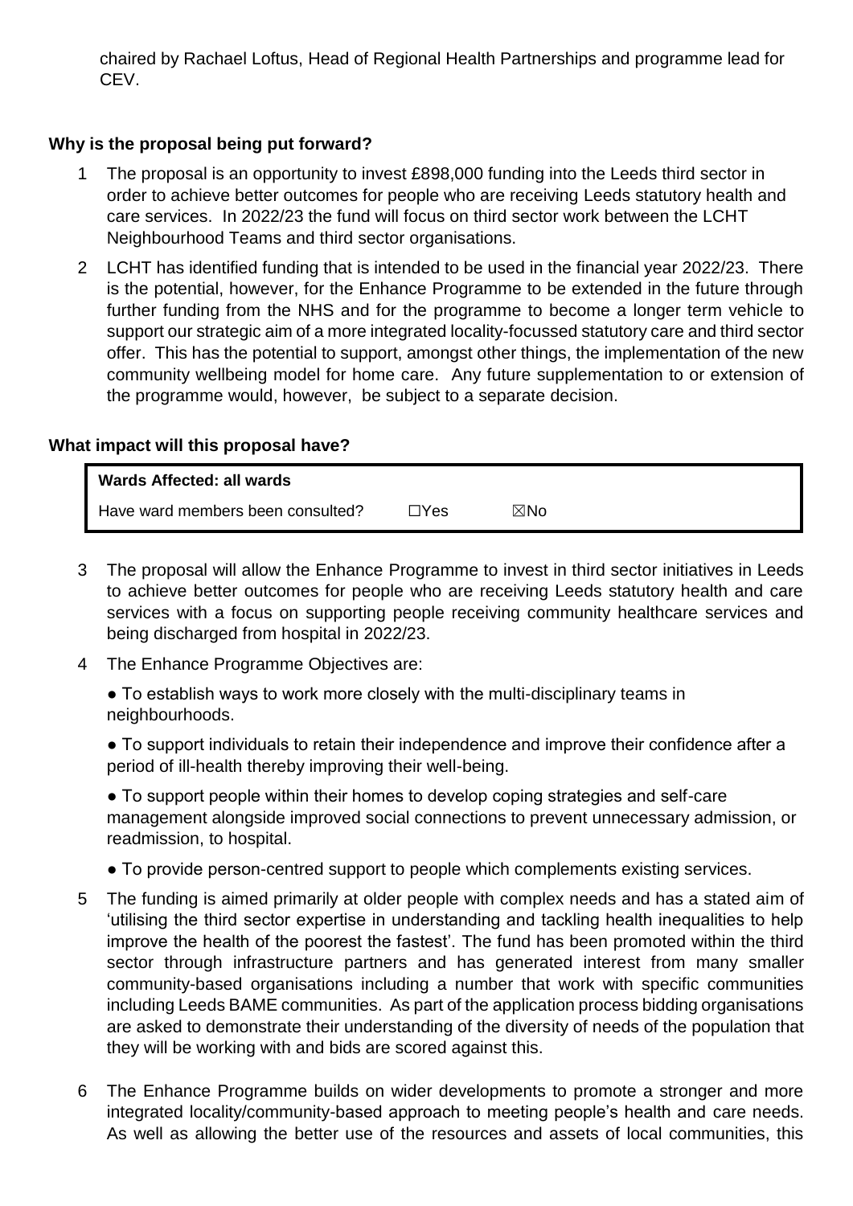chaired by Rachael Loftus, Head of Regional Health Partnerships and programme lead for CEV.

**Why is the proposal being put forward?**

1 The proposal is an opportunity to invest £898,000 funding into the Leeds third sector in order to achieve better outcomes for people who are receiving Leeds statutory health and care services. In 2022/23 the fund will focus on third sector work between the LCHT Neighbourhood Teams and third sector organisations.

2 LCHT has identified funding that is intended to be used in the financial year 2022/23. There is the potential, however, for the Enhance Programme to be extended in the future through further funding from the NHS and for the programme to become a longer term vehicle to support our strategic aim of a more integrated locality-focussed statutory care and third sector offer. This has the potential to support, amongst other things, the implementation of the new community wellbeing model for home care. Any future supplementation to or extension of the programme would, however, be subject to a separate decision.

**What impact will this proposal have?**

| **Wards Affected: all wards** | | |
|---|---|---|
| Have ward members been consulted? | ☐Yes | ☒No |

3 The proposal will allow the Enhance Programme to invest in third sector initiatives in Leeds to achieve better outcomes for people who are receiving Leeds statutory health and care services with a focus on supporting people receiving community healthcare services and being discharged from hospital in 2022/23.

4 The Enhance Programme Objectives are:

● To establish ways to work more closely with the multi-disciplinary teams in neighbourhoods.

● To support individuals to retain their independence and improve their confidence after a period of ill-health thereby improving their well-being.

● To support people within their homes to develop coping strategies and self-care management alongside improved social connections to prevent unnecessary admission, or readmission, to hospital.

● To provide person-centred support to people which complements existing services.

5 The funding is aimed primarily at older people with complex needs and has a stated aim of 'utilising the third sector expertise in understanding and tackling health inequalities to help improve the health of the poorest the fastest'. The fund has been promoted within the third sector through infrastructure partners and has generated interest from many smaller community-based organisations including a number that work with specific communities including Leeds BAME communities. As part of the application process bidding organisations are asked to demonstrate their understanding of the diversity of needs of the population that they will be working with and bids are scored against this.

6 The Enhance Programme builds on wider developments to promote a stronger and more integrated locality/community-based approach to meeting people's health and care needs. As well as allowing the better use of the resources and assets of local communities, this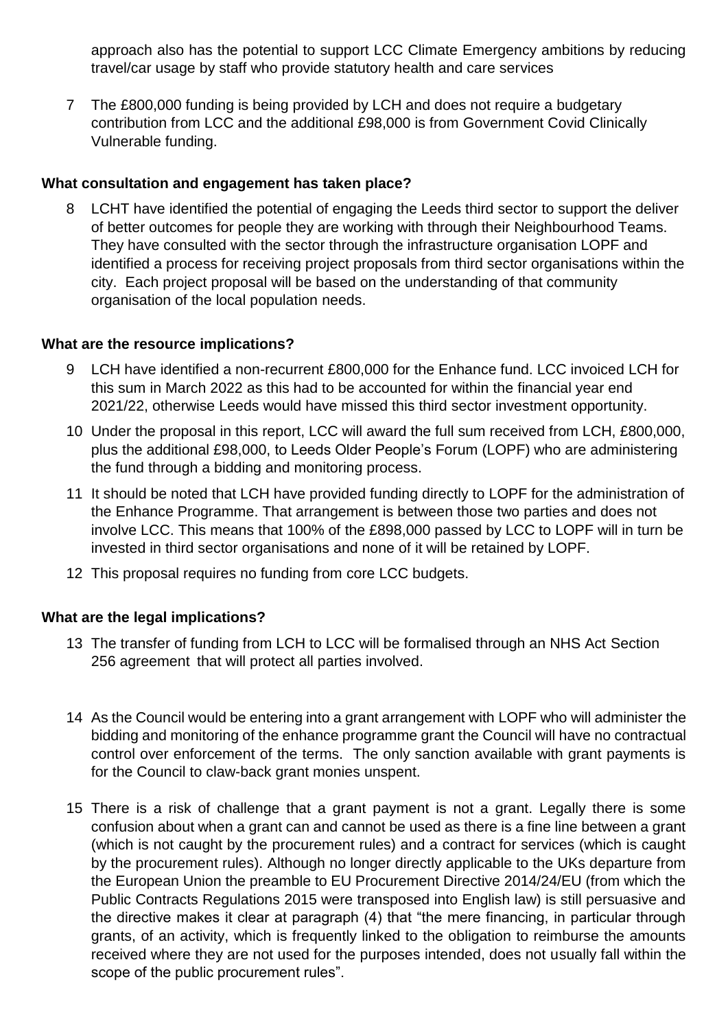approach also has the potential to support LCC Climate Emergency ambitions by reducing travel/car usage by staff who provide statutory health and care services

7 The £800,000 funding is being provided by LCH and does not require a budgetary contribution from LCC and the additional £98,000 is from Government Covid Clinically Vulnerable funding.

**What consultation and engagement has taken place?**

8 LCHT have identified the potential of engaging the Leeds third sector to support the deliver of better outcomes for people they are working with through their Neighbourhood Teams. They have consulted with the sector through the infrastructure organisation LOPF and identified a process for receiving project proposals from third sector organisations within the city. Each project proposal will be based on the understanding of that community organisation of the local population needs.

**What are the resource implications?**

9 LCH have identified a non-recurrent £800,000 for the Enhance fund. LCC invoiced LCH for this sum in March 2022 as this had to be accounted for within the financial year end 2021/22, otherwise Leeds would have missed this third sector investment opportunity.

10 Under the proposal in this report, LCC will award the full sum received from LCH, £800,000, plus the additional £98,000, to Leeds Older People's Forum (LOPF) who are administering the fund through a bidding and monitoring process.

11 It should be noted that LCH have provided funding directly to LOPF for the administration of the Enhance Programme. That arrangement is between those two parties and does not involve LCC. This means that 100% of the £898,000 passed by LCC to LOPF will in turn be invested in third sector organisations and none of it will be retained by LOPF.

12 This proposal requires no funding from core LCC budgets.

**What are the legal implications?**

13 The transfer of funding from LCH to LCC will be formalised through an NHS Act Section 256 agreement that will protect all parties involved.

14 As the Council would be entering into a grant arrangement with LOPF who will administer the bidding and monitoring of the enhance programme grant the Council will have no contractual control over enforcement of the terms. The only sanction available with grant payments is for the Council to claw-back grant monies unspent.

15 There is a risk of challenge that a grant payment is not a grant. Legally there is some confusion about when a grant can and cannot be used as there is a fine line between a grant (which is not caught by the procurement rules) and a contract for services (which is caught by the procurement rules). Although no longer directly applicable to the UKs departure from the European Union the preamble to EU Procurement Directive 2014/24/EU (from which the Public Contracts Regulations 2015 were transposed into English law) is still persuasive and the directive makes it clear at paragraph (4) that "the mere financing, in particular through grants, of an activity, which is frequently linked to the obligation to reimburse the amounts received where they are not used for the purposes intended, does not usually fall within the scope of the public procurement rules".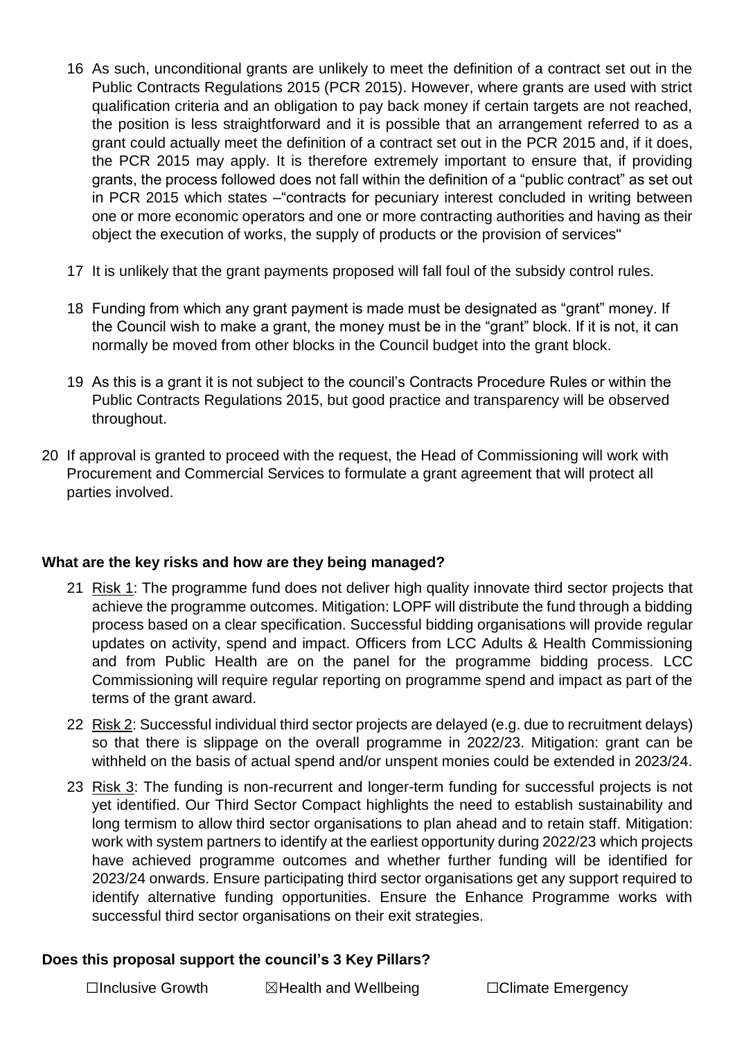16 As such, unconditional grants are unlikely to meet the definition of a contract set out in the Public Contracts Regulations 2015 (PCR 2015). However, where grants are used with strict qualification criteria and an obligation to pay back money if certain targets are not reached, the position is less straightforward and it is possible that an arrangement referred to as a grant could actually meet the definition of a contract set out in the PCR 2015 and, if it does, the PCR 2015 may apply. It is therefore extremely important to ensure that, if providing grants, the process followed does not fall within the definition of a "public contract" as set out in PCR 2015 which states –"contracts for pecuniary interest concluded in writing between one or more economic operators and one or more contracting authorities and having as their object the execution of works, the supply of products or the provision of services"

17 It is unlikely that the grant payments proposed will fall foul of the subsidy control rules.

18 Funding from which any grant payment is made must be designated as "grant" money. If the Council wish to make a grant, the money must be in the "grant" block. If it is not, it can normally be moved from other blocks in the Council budget into the grant block.

19 As this is a grant it is not subject to the council's Contracts Procedure Rules or within the Public Contracts Regulations 2015, but good practice and transparency will be observed throughout.

20 If approval is granted to proceed with the request, the Head of Commissioning will work with Procurement and Commercial Services to formulate a grant agreement that will protect all parties involved.

**What are the key risks and how are they being managed?**

21 Risk 1: The programme fund does not deliver high quality innovate third sector projects that achieve the programme outcomes. Mitigation: LOPF will distribute the fund through a bidding process based on a clear specification. Successful bidding organisations will provide regular updates on activity, spend and impact. Officers from LCC Adults & Health Commissioning and from Public Health are on the panel for the programme bidding process. LCC Commissioning will require regular reporting on programme spend and impact as part of the terms of the grant award.

22 Risk 2: Successful individual third sector projects are delayed (e.g. due to recruitment delays) so that there is slippage on the overall programme in 2022/23. Mitigation: grant can be withheld on the basis of actual spend and/or unspent monies could be extended in 2023/24.

23 Risk 3: The funding is non-recurrent and longer-term funding for successful projects is not yet identified. Our Third Sector Compact highlights the need to establish sustainability and long termism to allow third sector organisations to plan ahead and to retain staff. Mitigation: work with system partners to identify at the earliest opportunity during 2022/23 which projects have achieved programme outcomes and whether further funding will be identified for 2023/24 onwards. Ensure participating third sector organisations get any support required to identify alternative funding opportunities. Ensure the Enhance Programme works with successful third sector organisations on their exit strategies.

**Does this proposal support the council's 3 Key Pillars?**

☐Inclusive Growth ☒Health and Wellbeing ☐Climate Emergency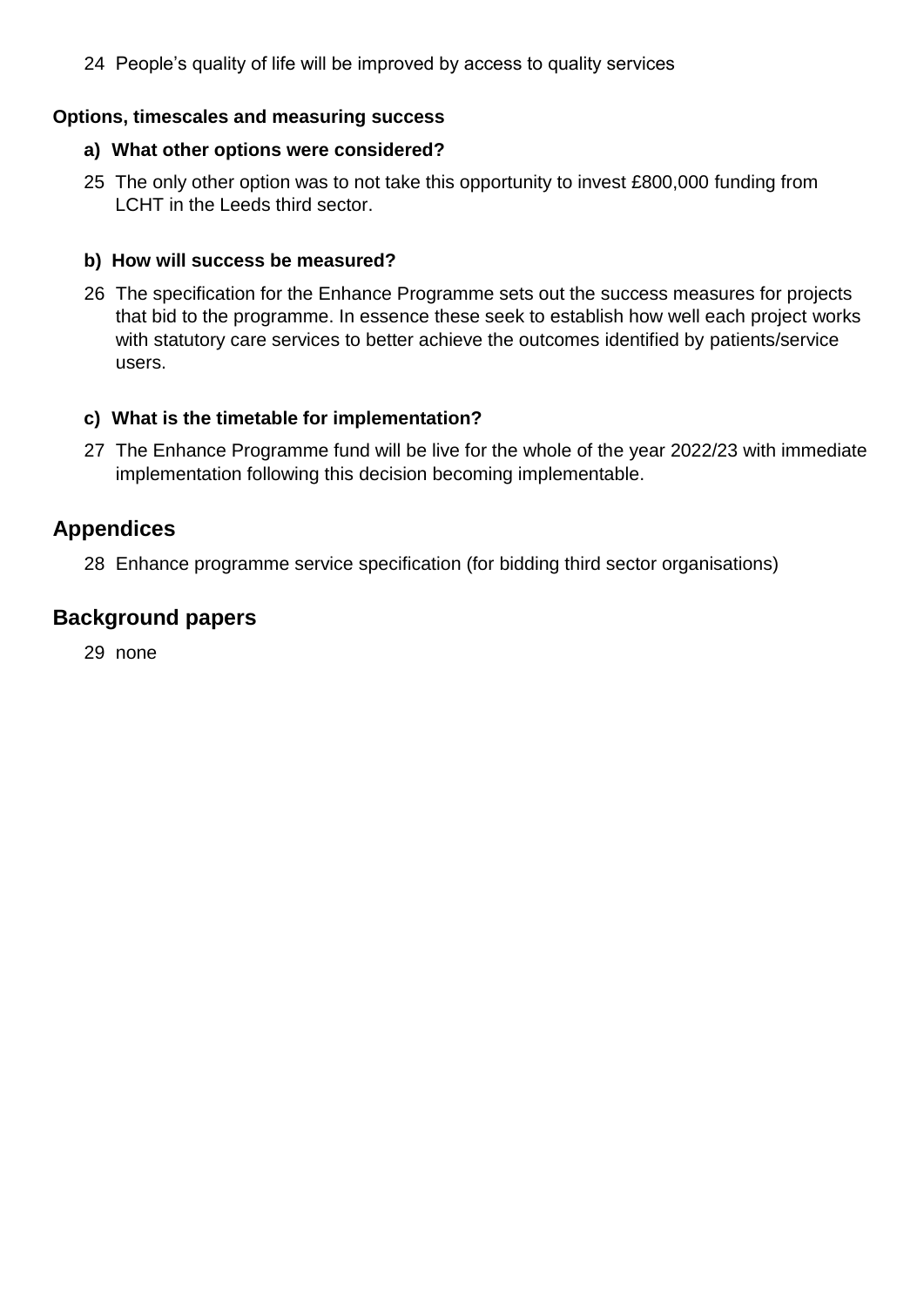24 People's quality of life will be improved by access to quality services

**Options, timescales and measuring success**

**a) What other options were considered?**

25 The only other option was to not take this opportunity to invest £800,000 funding from LCHT in the Leeds third sector.

**b) How will success be measured?**

26 The specification for the Enhance Programme sets out the success measures for projects that bid to the programme. In essence these seek to establish how well each project works with statutory care services to better achieve the outcomes identified by patients/service users.

**c) What is the timetable for implementation?**

27 The Enhance Programme fund will be live for the whole of the year 2022/23 with immediate implementation following this decision becoming implementable.

## Appendices

28 Enhance programme service specification (for bidding third sector organisations)

## Background papers

29 none